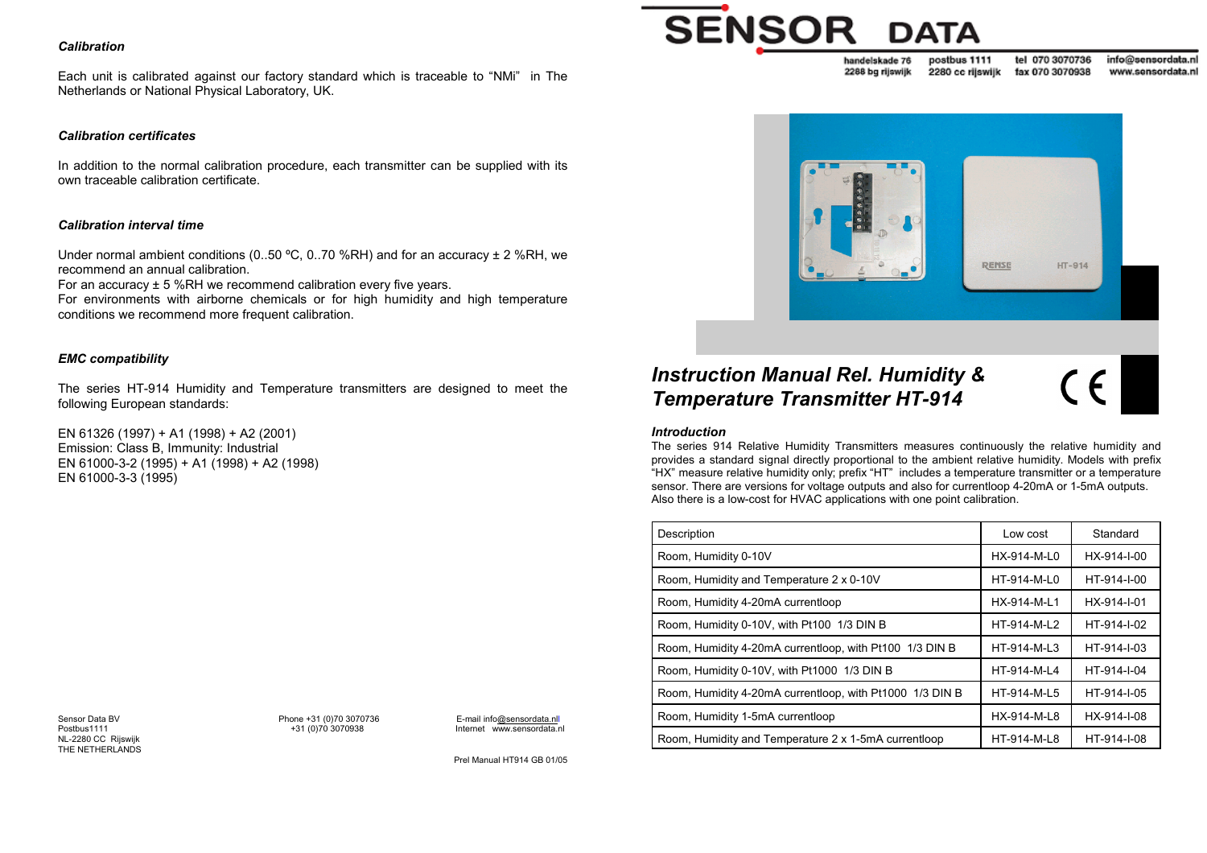### *Calibration*

Each unit is calibrated against our factory standard which is traceable to “NMi” in The Netherlands or National Physical Laboratory, UK.

### *Calibration certificates*

In addition to the normal calibration procedure, each transmitter can be supplied with its own traceable calibration certificate.

### *Calibration interval time*

Under normal ambient conditions (0..50 ºC, 0..70 %RH) and for an accuracy ± 2 %RH, we recommend an annual calibration.
For an accuracy ± 5 %RH we recommend calibration every five years.
For environments with airborne chemicals or for high humidity and high temperature conditions we recommend more frequent calibration.

### *EMC compatibility*

The series HT-914 Humidity and Temperature transmitters are designed to meet the following European standards:

EN 61326 (1997) + A1 (1998) + A2 (2001)
Emission: Class B, Immunity: Industrial
EN 61000-3-2 (1995) + A1 (1998) + A2 (1998)
EN 61000-3-3 (1995)

Sensor Data BV
Postbus1111
NL-2280 CC Rijswijk
THE NETHERLANDS

Phone +31 (0)70 3070736
+31 (0)70 3070938

E-mail info@sensordata.nl
Internet www.sensordata.nl

Prel Manual HT914 GB 01/05

**SENSOR DATA**

handelskade 76
2288 bg rijswijk

postbus 1111
2280 cc rijswijk

tel 070 3070736
fax 070 3070938

info@sensordata.nl
www.sensordata.nl

# *Instruction Manual Rel. Humidity & Temperature Transmitter HT-914*

CE

### *Introduction*

The series 914 Relative Humidity Transmitters measures continuously the relative humidity and provides a standard signal directly proportional to the ambient relative humidity. Models with prefix “HX” measure relative humidity only; prefix “HT” includes a temperature transmitter or a temperature sensor. There are versions for voltage outputs and also for currentloop 4-20mA or 1-5mA outputs. Also there is a low-cost for HVAC applications with one point calibration.

| Description | Low cost | Standard |
|---|---|---|
| Room, Humidity 0-10V | HX-914-M-L0 | HX-914-I-00 |
| Room, Humidity and Temperature 2 x 0-10V | HT-914-M-L0 | HT-914-I-00 |
| Room, Humidity 4-20mA currentloop | HX-914-M-L1 | HX-914-I-01 |
| Room, Humidity 0-10V, with Pt100 1/3 DIN B | HT-914-M-L2 | HT-914-I-02 |
| Room, Humidity 4-20mA currentloop, with Pt100 1/3 DIN B | HT-914-M-L3 | HT-914-I-03 |
| Room, Humidity 0-10V, with Pt1000 1/3 DIN B | HT-914-M-L4 | HT-914-I-04 |
| Room, Humidity 4-20mA currentloop, with Pt1000 1/3 DIN B | HT-914-M-L5 | HT-914-I-05 |
| Room, Humidity 1-5mA currentloop | HX-914-M-L8 | HX-914-I-08 |
| Room, Humidity and Temperature 2 x 1-5mA currentloop | HT-914-M-L8 | HT-914-I-08 |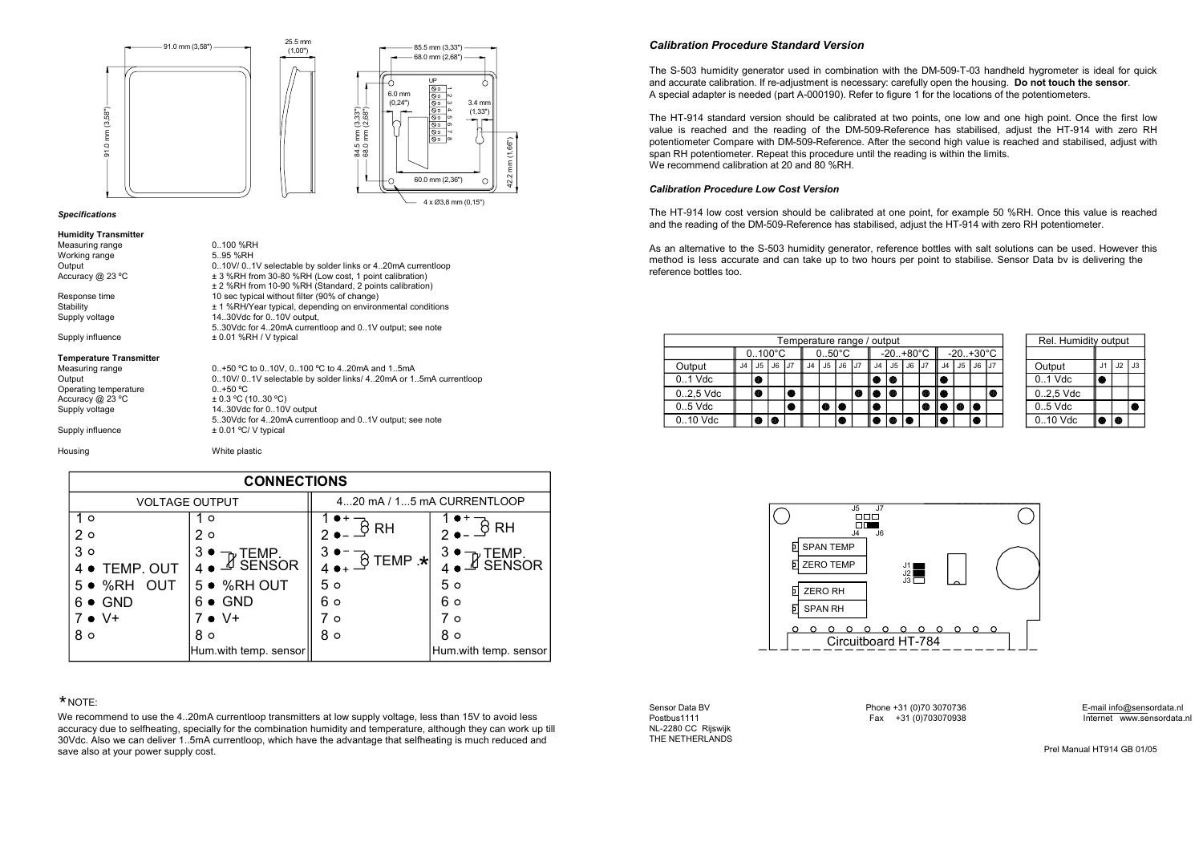91.0 mm (3,58")

25.5 mm (1,00")

85.5 mm (3,33")

68.0 mm (2,68")

UP

6.0 mm (0,24")

3.4 mm (1,33")

84.5 mm (3,33")

68.0 mm (2,68")

60.0 mm (2,36")

42.2 mm (1,66")

4 x Ø3,8 mm (0,15")

### *Specifications*

**Humidity Transmitter**

| | |
|---|---|
| Measuring range | 0..100 %RH |
| Working range | 5..95 %RH |
| Output | 0..10V/ 0..1V selectable by solder links or 4..20mA currentloop |
| Accuracy @ 23 ºC | ± 3 %RH from 30-80 %RH (Low cost, 1 point calibration)<br>± 2 %RH from 10-90 %RH (Standard, 2 points calibration) |
| Response time | 10 sec typical without filter (90% of change) |
| Stability | ± 1 %RH/Year typical, depending on environmental conditions |
| Supply voltage | 14..30Vdc for 0..10V output,<br>5..30Vdc for 4..20mA currentloop and 0..1V output; see note |
| Supply influence | ± 0.01 %RH / V typical |

**Temperature Transmitter**

| | |
|---|---|
| Measuring range | 0..+50 ºC to 0..10V, 0..100 ºC to 4..20mA and 1..5mA |
| Output | 0..10V/ 0..1V selectable by solder links/ 4..20mA or 1..5mA currentloop |
| Operating temperature | 0..+50 ºC |
| Accuracy @ 23 ºC | ± 0.3 ºC (10..30 ºC) |
| Supply voltage | 14..30Vdc for 0..10V output<br>5..30Vdc for 4..20mA currentloop and 0..1V output; see note |
| Supply influence | ± 0.01 ºC/ V typical |

| | |
|---|---|
| Housing | White plastic |

**CONNECTIONS**

| VOLTAGE OUTPUT | | 4...20 mA / 1...5 mA CURRENTLOOP | |
|---|---|---|---|
| 1 ○ | 1 ○ | 1 ● + RH | 1 ● + RH |
| 2 ○ | 2 ○ | 2 ● – | 2 ● – |
| 3 ○ | 3 ● TEMP. SENSOR | 3 ● – TEMP .* | 3 ● TEMP. SENSOR |
| 4 ● TEMP. OUT | 4 ● | 4 ● + | 4 ● |
| 5 ● %RH OUT | 5 ● %RH OUT | 5 ○ | 5 ○ |
| 6 ● GND | 6 ● GND | 6 ○ | 6 ○ |
| 7 ● V+ | 7 ● V+ | 7 ○ | 7 ○ |
| 8 ○ | 8 ○ | 8 ○ | 8 ○ |
| | Hum.with temp. sensor | | Hum.with temp. sensor |

*NOTE:

We recommend to use the 4..20mA currentloop transmitters at low supply voltage, less than 15V to avoid less accuracy due to selfheating, specially for the combination humidity and temperature, although they can work up till 30Vdc. Also we can deliver 1..5mA currentloop, which have the advantage that selfheating is much reduced and save also at your power supply cost.

### *Calibration Procedure Standard Version*

The S-503 humidity generator used in combination with the DM-509-T-03 handheld hygrometer is ideal for quick and accurate calibration. If re-adjustment is necessary: carefully open the housing. **Do not touch the sensor**. A special adapter is needed (part A-000190). Refer to figure 1 for the locations of the potentiometers.

The HT-914 standard version should be calibrated at two points, one low and one high point. Once the first low value is reached and the reading of the DM-509-Reference has stabilised, adjust the HT-914 with zero RH potentiometer Compare with DM-509-Reference. After the second high value is reached and stabilised, adjust with span RH potentiometer. Repeat this procedure until the reading is within the limits.
We recommend calibration at 20 and 80 %RH.

### *Calibration Procedure Low Cost Version*

The HT-914 low cost version should be calibrated at one point, for example 50 %RH. Once this value is reached and the reading of the DM-509-Reference has stabilised, adjust the HT-914 with zero RH potentiometer.

As an alternative to the S-503 humidity generator, reference bottles with salt solutions can be used. However this method is less accurate and can take up to two hours per point to stabilise. Sensor Data bv is delivering the reference bottles too.

| Temperature range / output | 0..100°C | | | | 0..50°C | | | | -20..+80°C | | | | -20..+30°C | | | |
|---|---|---|---|---|---|---|---|---|---|---|---|---|---|---|---|---|
| Output | J4 | J5 | J6 | J7 | J4 | J5 | J6 | J7 | J4 | J5 | J6 | J7 | J4 | J5 | J6 | J7 |
| 0..1 Vdc | | ● | | | | | | | ● | ● | | | ● | | | |
| 0..2,5 Vdc | | ● | | ● | | | | ● | ● | ● | | ● | ● | | | ● |
| 0..5 Vdc | | | | ● | | ● | ● | | ● | | | ● | ● | ● | ● | |
| 0..10 Vdc | | ● | ● | | | | ● | | ● | ● | ● | | ● | | ● | |

| Rel. Humidity output | | | |
|---|---|---|---|
| Output | J1 | J2 | J3 |
| 0..1 Vdc | ● | | |
| 0..2,5 Vdc | | | |
| 0..5 Vdc | | | ● |
| 0..10 Vdc | ● | ● | |

J5 J7

J4 J6

SPAN TEMP

ZERO TEMP

J1

J2

J3

ZERO RH

SPAN RH

Circuitboard HT-784

Sensor Data BV
Postbus1111
NL-2280 CC Rijswijk
THE NETHERLANDS

Phone +31 (0)70 3070736
Fax +31 (0)703070938

E-mail info@sensordata.nl
Internet www.sensordata.nl

Prel Manual HT914 GB 01/05